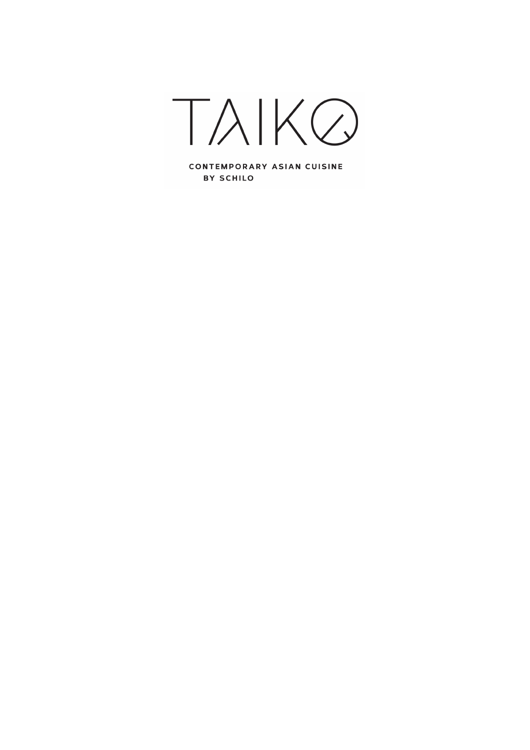# TAIKO

**CONTEMPORARY ASIAN CUISINE**
**BY SCHILO**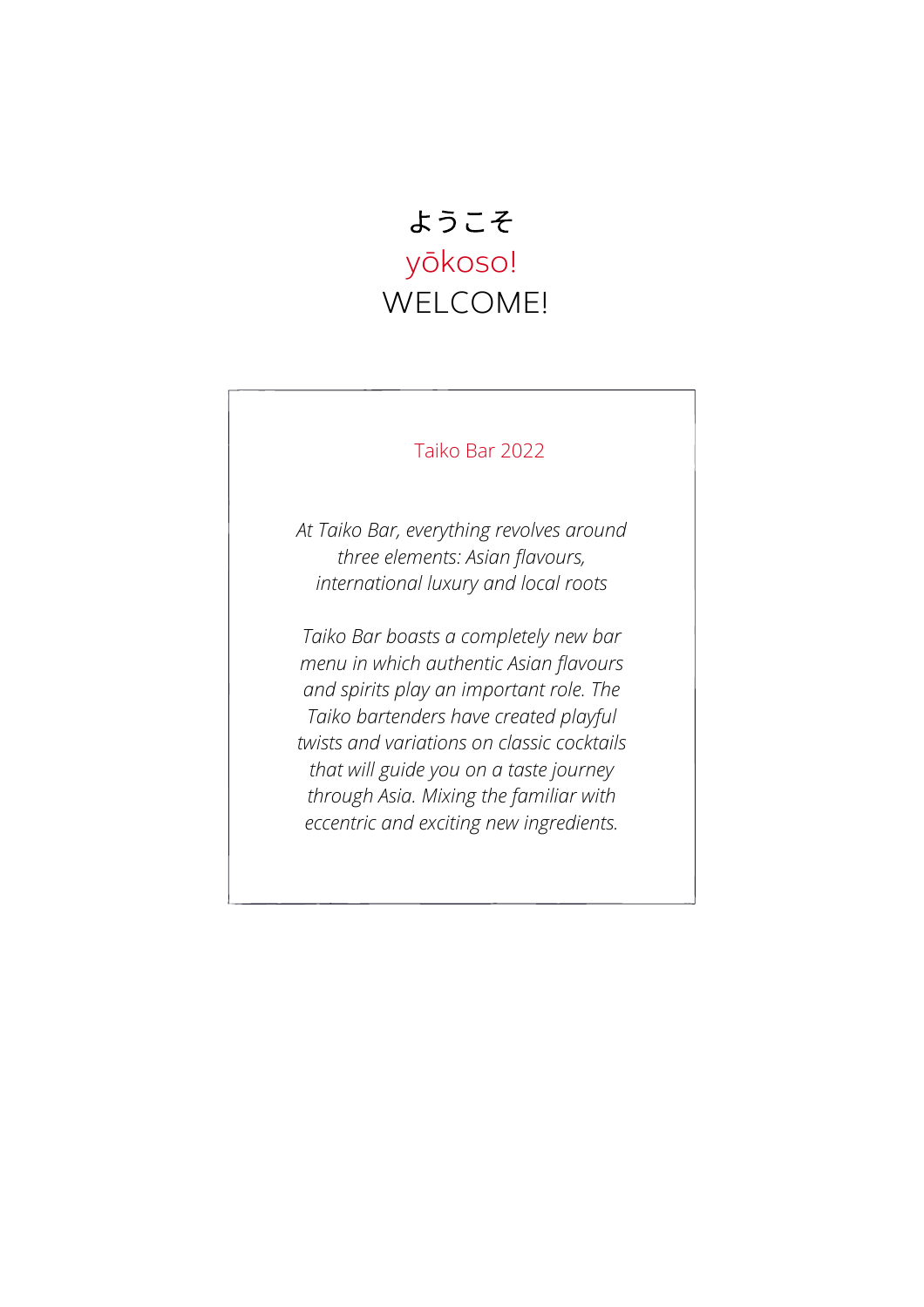# ようこそ
# yōkoso!
# WELCOME!

## Taiko Bar 2022

*At Taiko Bar, everything revolves around three elements: Asian flavours, international luxury and local roots*

*Taiko Bar boasts a completely new bar menu in which authentic Asian flavours and spirits play an important role. The Taiko bartenders have created playful twists and variations on classic cocktails that will guide you on a taste journey through Asia. Mixing the familiar with eccentric and exciting new ingredients.*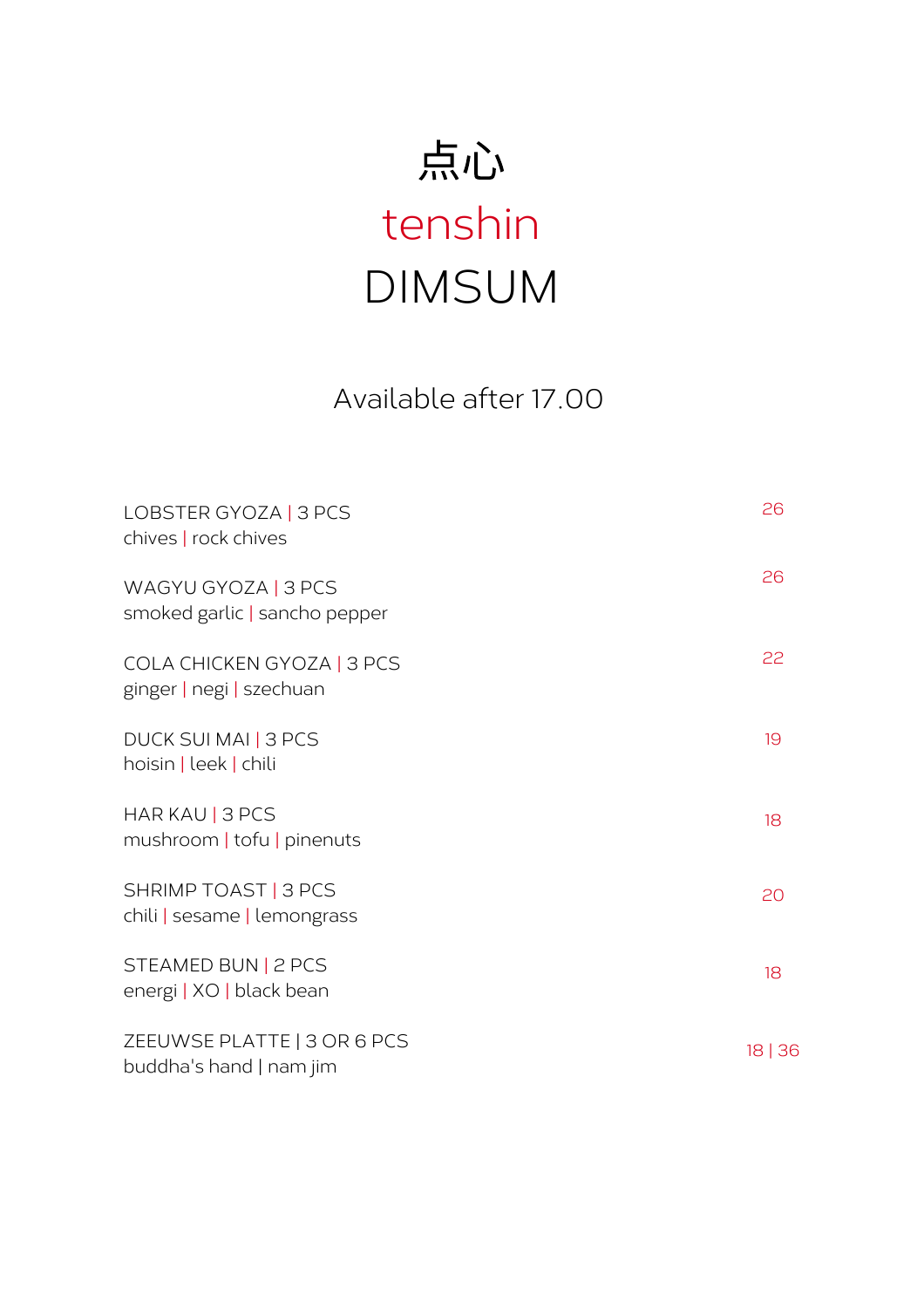# 点心

## tenshin

# DIMSUM

Available after 17.00

LOBSTER GYOZA | 3 PCS
chives | rock chives — 26

WAGYU GYOZA | 3 PCS
smoked garlic | sancho pepper — 26

COLA CHICKEN GYOZA | 3 PCS
ginger | negi | szechuan — 22

DUCK SUI MAI | 3 PCS
hoisin | leek | chili — 19

HAR KAU | 3 PCS
mushroom | tofu | pinenuts — 18

SHRIMP TOAST | 3 PCS
chili | sesame | lemongrass — 20

STEAMED BUN | 2 PCS
energi | XO | black bean — 18

ZEEUWSE PLATTE | 3 OR 6 PCS
buddha's hand | nam jim — 18 | 36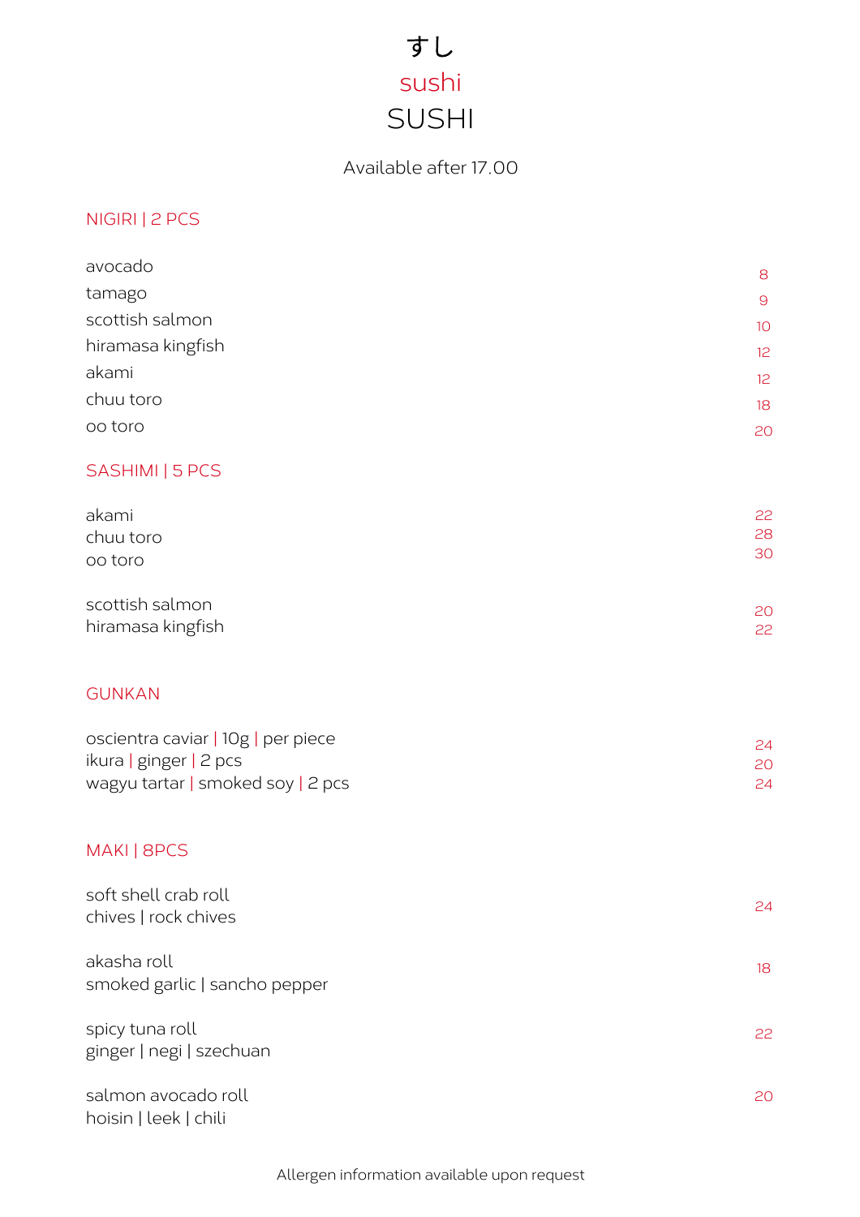# すし

## sushi

## SUSHI

Available after 17.00

### NIGIRI | 2 PCS

| | |
|---|---|
| avocado | 8 |
| tamago | 9 |
| scottish salmon | 10 |
| hiramasa kingfish | 12 |
| akami | 12 |
| chuu toro | 18 |
| oo toro | 20 |

### SASHIMI | 5 PCS

| | |
|---|---|
| akami | 22 |
| chuu toro | 28 |
| oo toro | 30 |
| scottish salmon | 20 |
| hiramasa kingfish | 22 |

### GUNKAN

| | |
|---|---|
| oscientra caviar \| 10g \| per piece | 24 |
| ikura \| ginger \| 2 pcs | 20 |
| wagyu tartar \| smoked soy \| 2 pcs | 24 |

### MAKI | 8PCS

soft shell crab roll
chives | rock chives — 24

akasha roll
smoked garlic | sancho pepper — 18

spicy tuna roll
ginger | negi | szechuan — 22

salmon avocado roll
hoisin | leek | chili — 20

Allergen information available upon request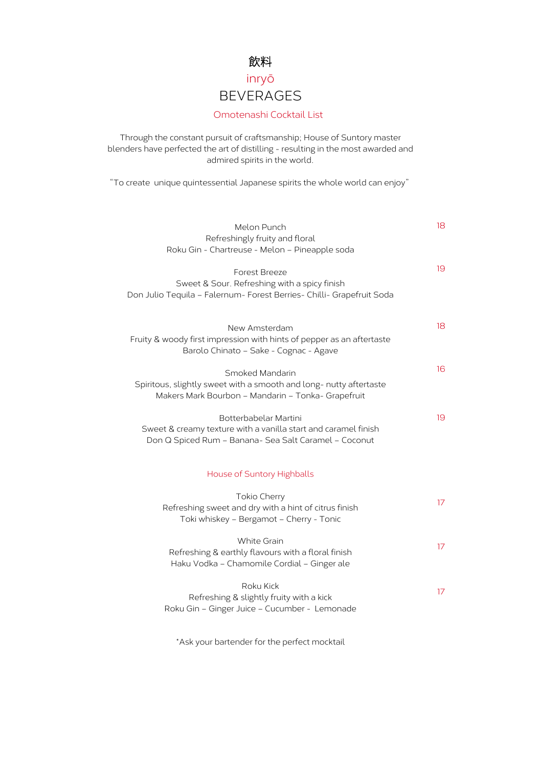# 飲料

## inryō

# BEVERAGES

## Omotenashi Cocktail List

Through the constant pursuit of craftsmanship; House of Suntory master blenders have perfected the art of distilling - resulting in the most awarded and admired spirits in the world.

"To create  unique quintessential Japanese spirits the whole world can enjoy"

**Melon Punch** — 18
Refreshingly fruity and floral
Roku Gin - Chartreuse - Melon – Pineapple soda

**Forest Breeze** — 19
Sweet & Sour. Refreshing with a spicy finish
Don Julio Tequila – Falernum- Forest Berries- Chilli- Grapefruit Soda

**New Amsterdam** — 18
Fruity & woody first impression with hints of pepper as an aftertaste
Barolo Chinato – Sake - Cognac - Agave

**Smoked Mandarin** — 16
Spiritous, slightly sweet with a smooth and long- nutty aftertaste
Makers Mark Bourbon – Mandarin – Tonka- Grapefruit

**Botterbabelar Martini** — 19
Sweet & creamy texture with a vanilla start and caramel finish
Don Q Spiced Rum – Banana- Sea Salt Caramel – Coconut

## House of Suntory Highballs

**Tokio Cherry** — 17
Refreshing sweet and dry with a hint of citrus finish
Toki whiskey – Bergamot – Cherry - Tonic

**White Grain** — 17
Refreshing & earthly flavours with a floral finish
Haku Vodka – Chamomile Cordial – Ginger ale

**Roku Kick** — 17
Refreshing & slightly fruity with a kick
Roku Gin – Ginger Juice – Cucumber - Lemonade

*Ask your bartender for the perfect mocktail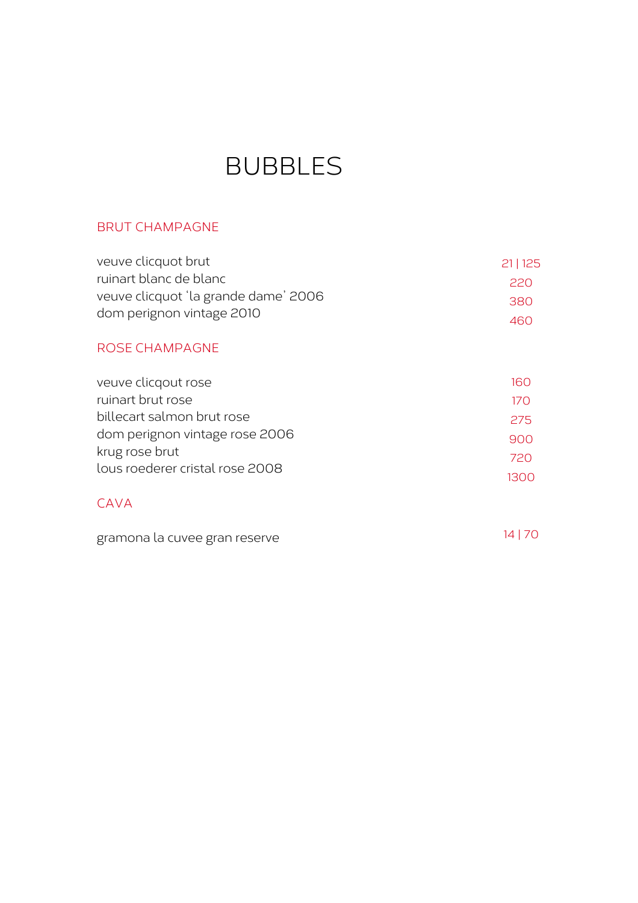# BUBBLES

## BRUT CHAMPAGNE

| | |
|---|---|
| veuve clicquot brut | 21 &#124; 125 |
| ruinart blanc de blanc | 220 |
| veuve clicquot 'la grande dame' 2006 | 380 |
| dom perignon vintage 2010 | 460 |

## ROSE CHAMPAGNE

| | |
|---|---|
| veuve clicqout rose | 160 |
| ruinart brut rose | 170 |
| billecart salmon brut rose | 275 |
| dom perignon vintage rose 2006 | 900 |
| krug rose brut | 720 |
| lous roederer cristal rose 2008 | 1300 |

## CAVA

| | |
|---|---|
| gramona la cuvee gran reserve | 14 &#124; 70 |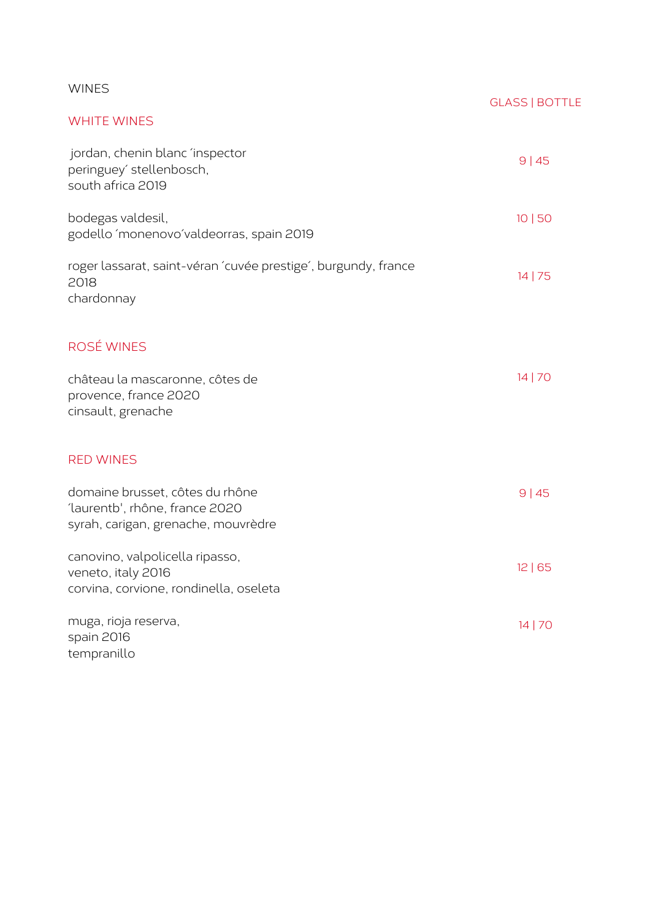# WINES

GLASS | BOTTLE

## WHITE WINES

jordan, chenin blanc ´inspector peringuey´ stellenbosch, south africa 2019 — 9 | 45

bodegas valdesil, godello ´monenovo´valdeorras, spain 2019 — 10 | 50

roger lassarat, saint-véran ´cuvée prestige´, burgundy, france 2018
chardonnay — 14 | 75

## ROSÉ WINES

château la mascaronne, côtes de provence, france 2020
cinsault, grenache — 14 | 70

## RED WINES

domaine brusset, côtes du rhône ´laurentb', rhône, france 2020
syrah, carigan, grenache, mouvrèdre — 9 | 45

canovino, valpolicella ripasso, veneto, italy 2016
corvina, corvione, rondinella, oseleta — 12 | 65

muga, rioja reserva, spain 2016
tempranillo — 14 | 70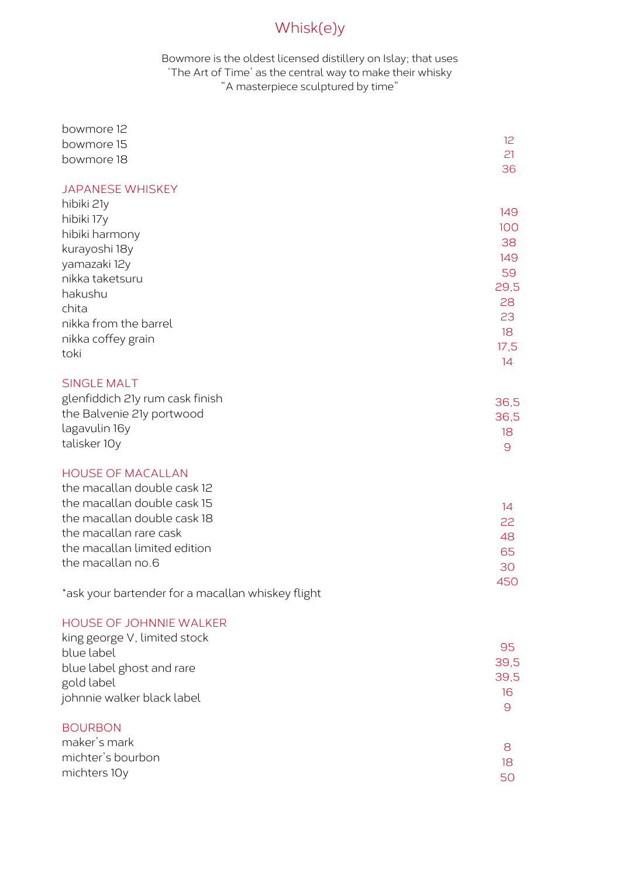# Whisk(e)y

Bowmore is the oldest licensed distillery on Islay; that uses
'The Art of Time' as the central way to make their whisky
"A masterpiece sculptured by time"

| | |
|---|---|
| bowmore 12 | 12 |
| bowmore 15 | 21 |
| bowmore 18 | 36 |

## JAPANESE WHISKEY

| | |
|---|---|
| hibiki 21y | 149 |
| hibiki 17y | 100 |
| hibiki harmony | 38 |
| kurayoshi 18y | 149 |
| yamazaki 12y | 59 |
| nikka taketsuru | 29,5 |
| hakushu | 28 |
| chita | 23 |
| nikka from the barrel | 18 |
| nikka coffey grain | 17,5 |
| toki | 14 |

## SINGLE MALT

| | |
|---|---|
| glenfiddich 21y rum cask finish | 36,5 |
| the Balvenie 21y portwood | 36,5 |
| lagavulin 16y | 18 |
| talisker 10y | 9 |

## HOUSE OF MACALLAN

| | |
|---|---|
| the macallan double cask 12 | 14 |
| the macallan double cask 15 | 22 |
| the macallan double cask 18 | 48 |
| the macallan rare cask | 65 |
| the macallan limited edition | 30 |
| the macallan no.6 | 450 |

*ask your bartender for a macallan whiskey flight

## HOUSE OF JOHNNIE WALKER

| | |
|---|---|
| king george V, limited stock | 95 |
| blue label | 39,5 |
| blue label ghost and rare | 39,5 |
| gold label | 16 |
| johnnie walker black label | 9 |

## BOURBON

| | |
|---|---|
| maker's mark | 8 |
| michter's bourbon | 18 |
| michters 10y | 50 |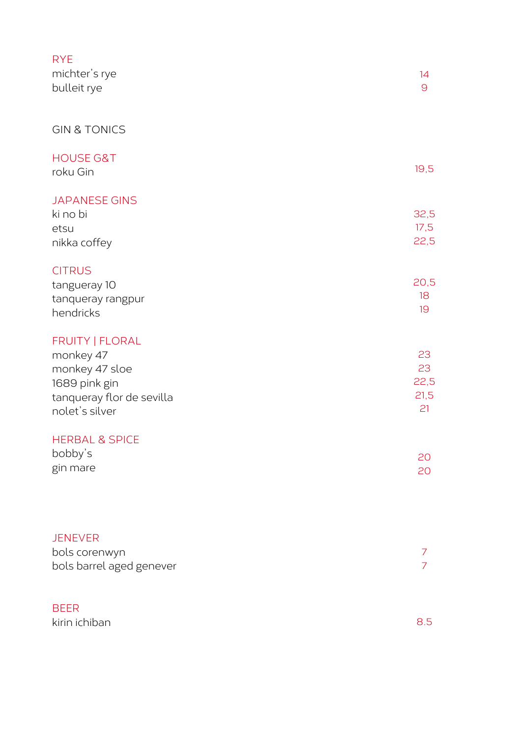## RYE

| | |
|---|---|
| michter's rye | 14 |
| bulleit rye | 9 |

# GIN & TONICS

## HOUSE G&T

| | |
|---|---|
| roku Gin | 19,5 |

## JAPANESE GINS

| | |
|---|---|
| ki no bi | 32,5 |
| etsu | 17,5 |
| nikka coffey | 22,5 |

## CITRUS

| | |
|---|---|
| tangueray 10 | 20,5 |
| tanqueray rangpur | 18 |
| hendricks | 19 |

## FRUITY | FLORAL

| | |
|---|---|
| monkey 47 | 23 |
| monkey 47 sloe | 23 |
| 1689 pink gin | 22,5 |
| tanqueray flor de sevilla | 21,5 |
| nolet's silver | 21 |

## HERBAL & SPICE

| | |
|---|---|
| bobby's | 20 |
| gin mare | 20 |

## JENEVER

| | |
|---|---|
| bols corenwyn | 7 |
| bols barrel aged genever | 7 |

## BEER

| | |
|---|---|
| kirin ichiban | 8.5 |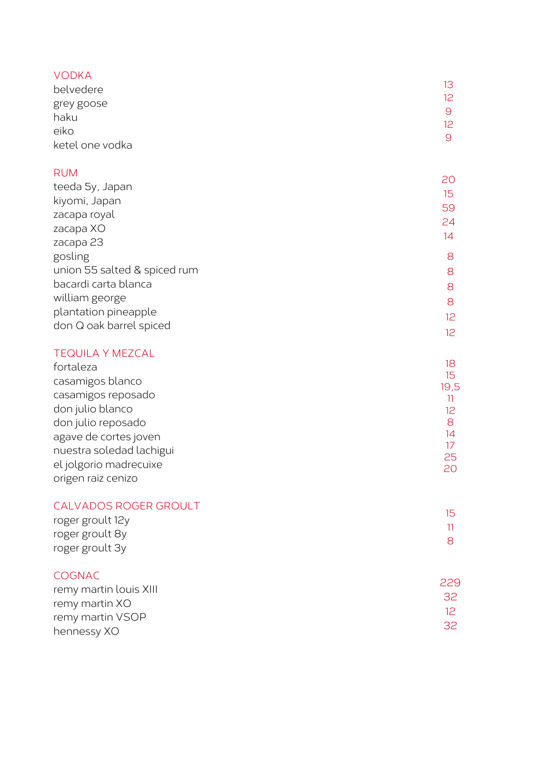## VODKA

| | |
|---|---|
| belvedere | 13 |
| grey goose | 12 |
| haku | 9 |
| eiko | 12 |
| ketel one vodka | 9 |

## RUM

| | |
|---|---|
| teeda 5y, Japan | 20 |
| kiyomi, Japan | 15 |
| zacapa royal | 59 |
| zacapa XO | 24 |
| zacapa 23 | 14 |
| gosling | 8 |
| union 55 salted & spiced rum | 8 |
| bacardi carta blanca | 8 |
| william george | 8 |
| plantation pineapple | 12 |
| don Q oak barrel spiced | 12 |

## TEQUILA Y MEZCAL

| | |
|---|---|
| fortaleza | 18 |
| casamigos blanco | 15 |
| casamigos reposado | 19,5 |
| don julio blanco | 11 |
| don julio reposado | 12 |
| agave de cortes joven | 8 |
| nuestra soledad lachigui | 14 |
| el jolgorio madrecuixe | 17 |
| origen raiz cenizo | 25 |
| | 20 |

## CALVADOS ROGER GROULT

| | |
|---|---|
| roger groult 12y | 15 |
| roger groult 8y | 11 |
| roger groult 3y | 8 |

## COGNAC

| | |
|---|---|
| remy martin louis XIII | 229 |
| remy martin XO | 32 |
| remy martin VSOP | 12 |
| hennessy XO | 32 |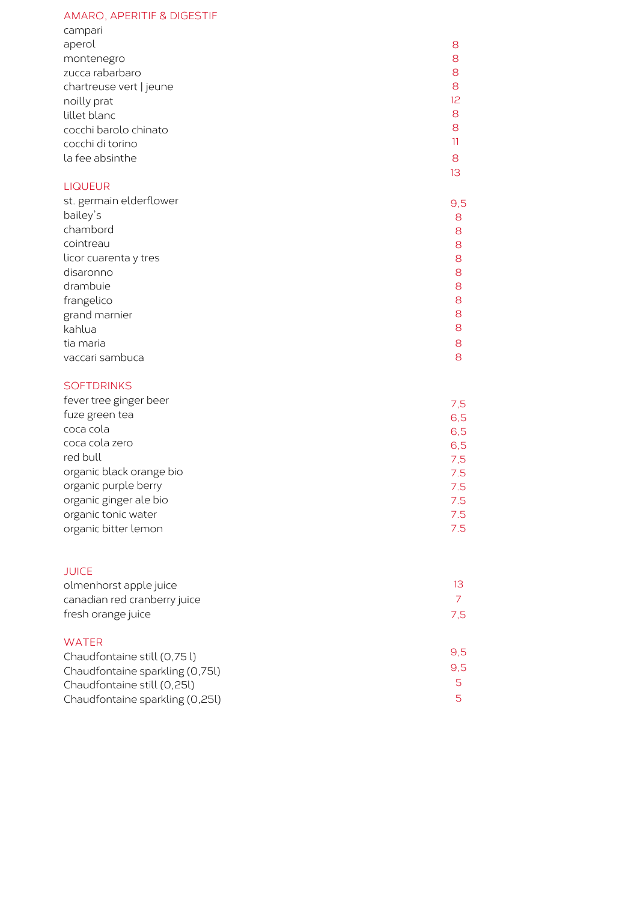## AMARO, APERITIF & DIGESTIF

| | |
|---|---|
| campari | 8 |
| aperol | 8 |
| montenegro | 8 |
| zucca rabarbaro | 8 |
| chartreuse vert \| jeune | 12 |
| noilly prat | 8 |
| lillet blanc | 8 |
| cocchi barolo chinato | 11 |
| cocchi di torino | 8 |
| la fee absinthe | 13 |

## LIQUEUR

| | |
|---|---|
| st. germain elderflower | 9,5 |
| bailey's | 8 |
| chambord | 8 |
| cointreau | 8 |
| licor cuarenta y tres | 8 |
| disaronno | 8 |
| drambuie | 8 |
| frangelico | 8 |
| grand marnier | 8 |
| kahlua | 8 |
| tia maria | 8 |
| vaccari sambuca | 8 |

## SOFTDRINKS

| | |
|---|---|
| fever tree ginger beer | 7,5 |
| fuze green tea | 6,5 |
| coca cola | 6,5 |
| coca cola zero | 6,5 |
| red bull | 7,5 |
| organic black orange bio | 7.5 |
| organic purple berry | 7.5 |
| organic ginger ale bio | 7.5 |
| organic tonic water | 7.5 |
| organic bitter lemon | 7.5 |

## JUICE

| | |
|---|---|
| olmenhorst apple juice | 13 |
| canadian red cranberry juice | 7 |
| fresh orange juice | 7,5 |

## WATER

| | |
|---|---|
| Chaudfontaine still (0,75 l) | 9,5 |
| Chaudfontaine sparkling (0,75l) | 9,5 |
| Chaudfontaine still (0,25l) | 5 |
| Chaudfontaine sparkling (0,25l) | 5 |